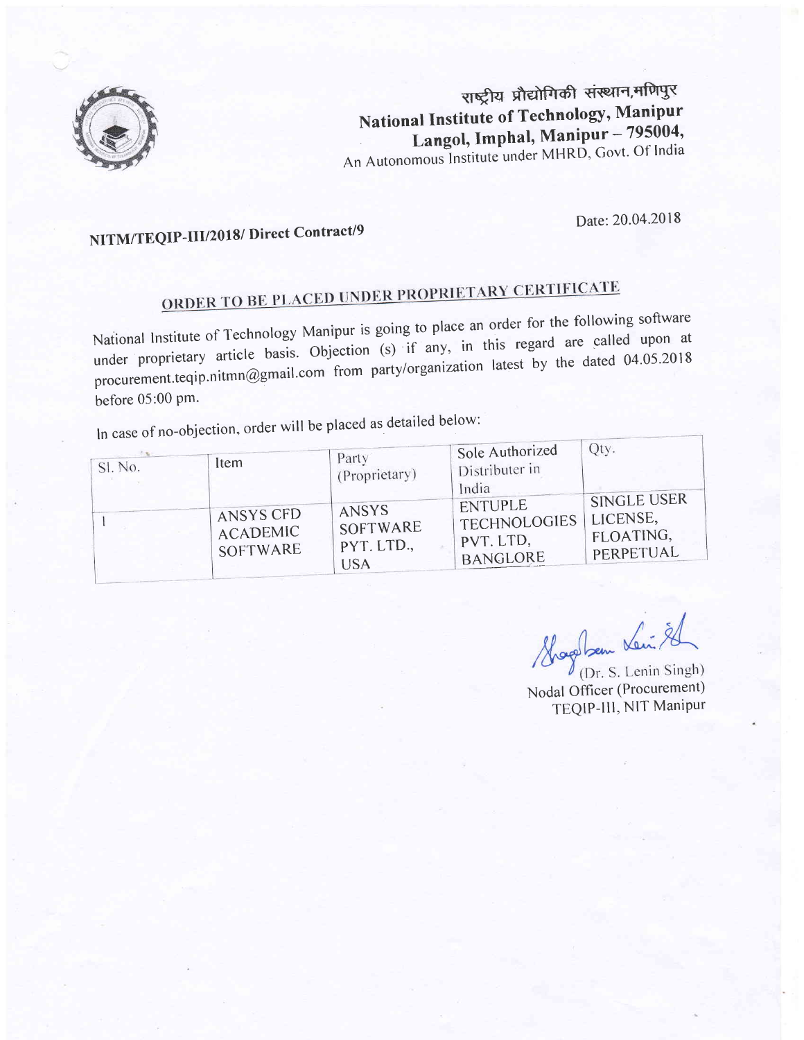राष्ट्रीय प्रौद्योगिकी संस्थान,मणिपुर

**National Institute of Technology, Manipur**

**Langol, Imphal, Manipur – 795004,**

An Autonomous Institute under MHRD, Govt. Of India

**NITM/TEQIP-III/2018/ Direct Contract/9**

Date: 20.04.2018

## ORDER TO BE PLACED UNDER PROPRIETARY CERTIFICATE

National Institute of Technology Manipur is going to place an order for the following software under proprietary article basis. Objection (s) if any, in this regard are called upon at procurement.teqip.nitmn@gmail.com from party/organization latest by the dated 04.05.2018 before 05:00 pm.

In case of no-objection, order will be placed as detailed below:

| Sl. No. | Item | Party (Proprietary) | Sole Authorized Distributer in India | Qty. |
|---|---|---|---|---|
| 1 | ANSYS CFD ACADEMIC SOFTWARE | ANSYS SOFTWARE PYT. LTD., USA | ENTUPLE TECHNOLOGIES PVT. LTD, BANGLORE | SINGLE USER LICENSE, FLOATING, PERPETUAL |

(Dr. S. Lenin Singh)
Nodal Officer (Procurement)
TEQIP-III, NIT Manipur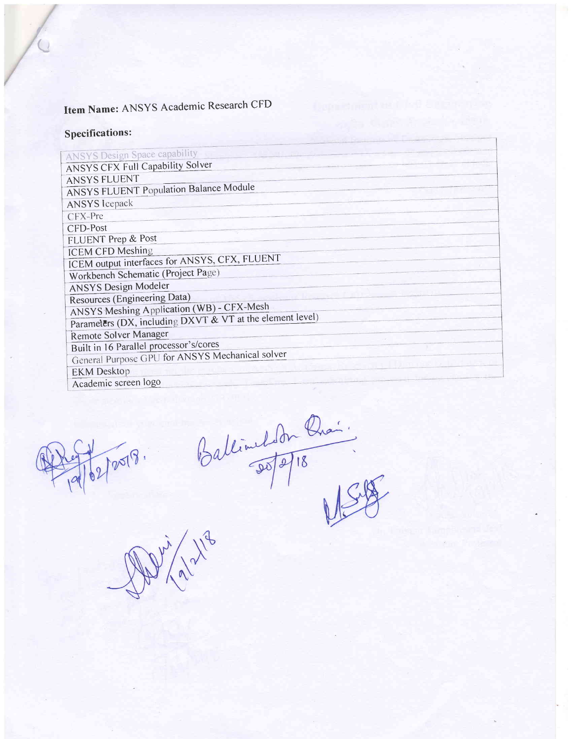**Item Name:** ANSYS Academic Research CFD

**Specifications:**

| |
|---|
| ANSYS Design Space capability |
| ANSYS CFX Full Capability Solver |
| ANSYS FLUENT |
| ANSYS FLUENT Population Balance Module |
| ANSYS Icepack |
| CFX-Pre |
| CFD-Post |
| FLUENT Prep & Post |
| ICEM CFD Meshing |
| ICEM output interfaces for ANSYS, CFX, FLUENT |
| Workbench Schematic (Project Page) |
| ANSYS Design Modeler |
| Resources (Engineering Data) |
| ANSYS Meshing Application (WB) - CFX-Mesh |
| Parameters (DX, including DXVT & VT at the element level) |
| Remote Solver Manager |
| Built in 16 Parallel processor's/cores |
| General Purpose GPU for ANSYS Mechanical solver |
| EKM Desktop |
| Academic screen logo |

19/02/2018.

20/2/18

19/2/18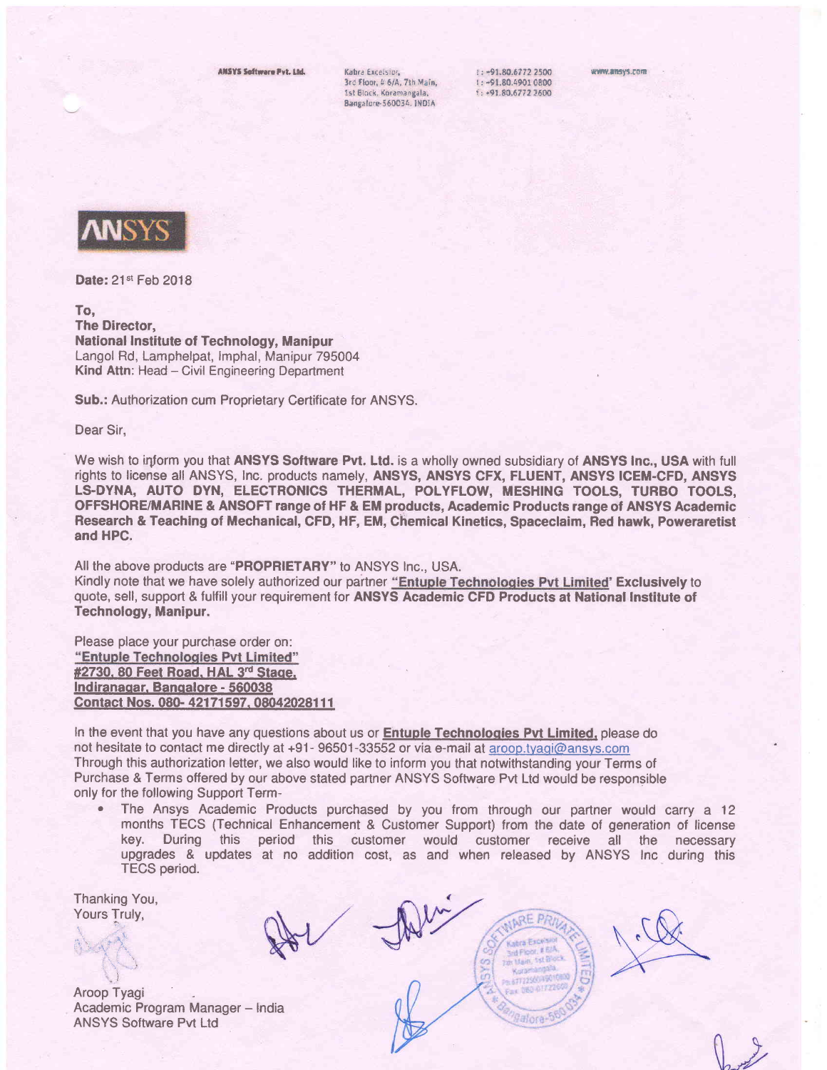ANSYS Software Pvt. Ltd. Kabra Excelsior, 3rd Floor, # 6/A, 7th Main, 1st Block, Koramangala, Bangalore-560034, INDIA t: +91.80.6772 2500 t: +91.80.4901 0800 f: +91.80.6772 2600 www.ansys.com

**ANSYS**

**Date:** 21st Feb 2018

**To,**
**The Director,**
**National Institute of Technology, Manipur**
Langol Rd, Lamphelpat, Imphal, Manipur 795004
**Kind Attn**: Head – Civil Engineering Department

**Sub.:** Authorization cum Proprietary Certificate for ANSYS.

Dear Sir,

We wish to inform you that **ANSYS Software Pvt. Ltd.** is a wholly owned subsidiary of **ANSYS Inc., USA** with full rights to license all ANSYS, Inc. products namely, **ANSYS, ANSYS CFX, FLUENT, ANSYS ICEM-CFD, ANSYS LS-DYNA, AUTO DYN, ELECTRONICS THERMAL, POLYFLOW, MESHING TOOLS, TURBO TOOLS, OFFSHORE/MARINE & ANSOFT range of HF & EM products, Academic Products range of ANSYS Academic Research & Teaching of Mechanical, CFD, HF, EM, Chemical Kinetics, Spaceclaim, Red hawk, Poweraretist and HPC.**

All the above products are **"PROPRIETARY"** to ANSYS Inc., USA.
Kindly note that we have solely authorized our partner **"Entuple Technologies Pvt Limited' Exclusively** to quote, sell, support & fulfill your requirement for **ANSYS Academic CFD Products at National Institute of Technology, Manipur.**

Please place your purchase order on:
**"Entuple Technologies Pvt Limited"**
**#2730, 80 Feet Road, HAL 3rd Stage,**
**Indiranagar, Bangalore - 560038**
**Contact Nos. 080- 42171597, 08042028111**

In the event that you have any questions about us or **Entuple Technologies Pvt Limited**, please do not hesitate to contact me directly at +91- 96501-33552 or via e-mail at aroop.tyagi@ansys.com
Through this authorization letter, we also would like to inform you that notwithstanding your Terms of Purchase & Terms offered by our above stated partner ANSYS Software Pvt Ltd would be responsible only for the following Support Term-

- The Ansys Academic Products purchased by you from through our partner would carry a 12 months TECS (Technical Enhancement & Customer Support) from the date of generation of license key. During this period this customer would customer receive all the necessary upgrades & updates at no addition cost, as and when released by ANSYS Inc during this TECS period.

Thanking You,
Yours Truly,

Aroop Tyagi
Academic Program Manager – India
ANSYS Software Pvt Ltd